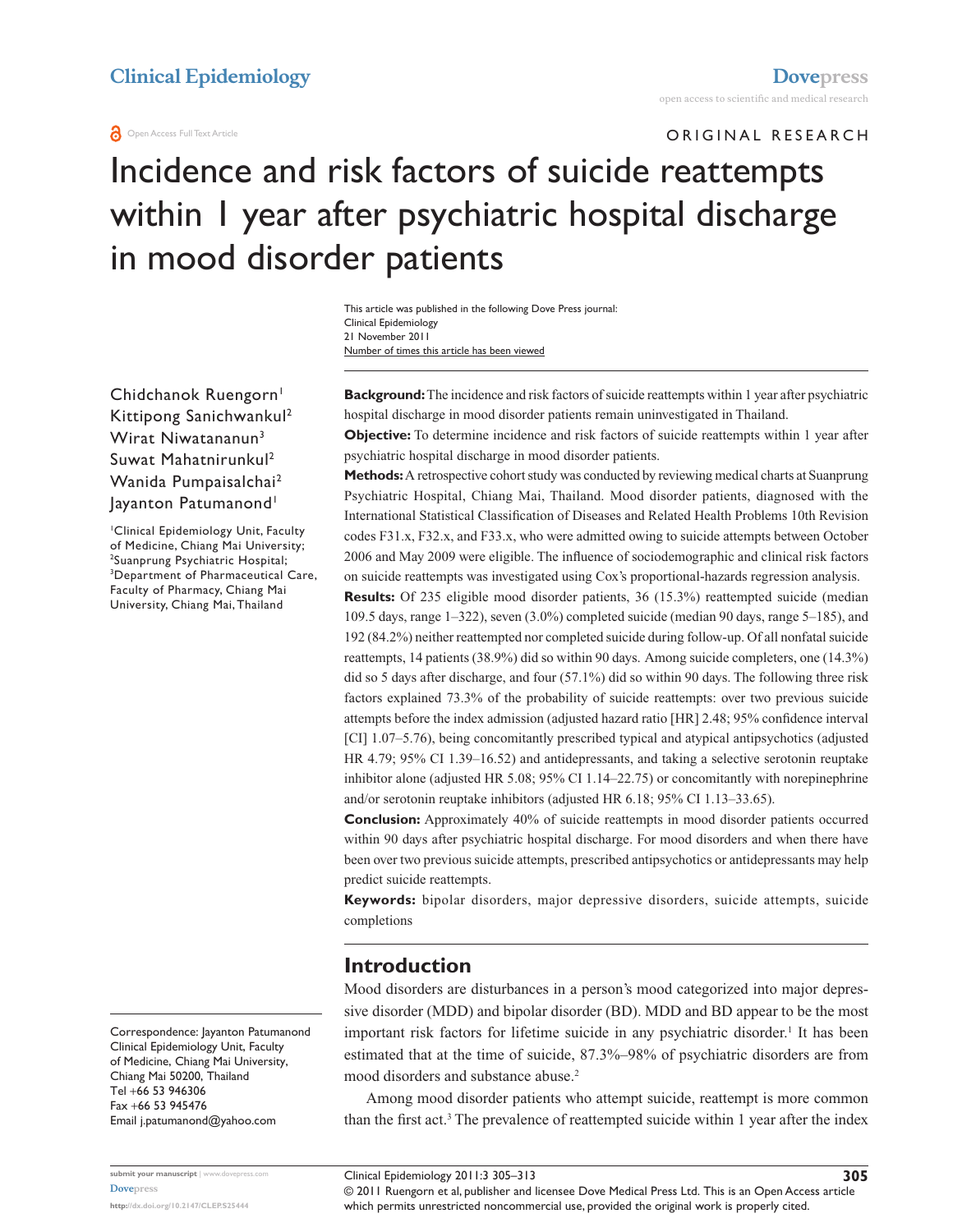ORIGINAL RESEARCH

# Incidence and risk factors of suicide reattempts within 1 year after psychiatric hospital discharge in mood disorder patients

This article was published in the following Dove Press journal:
Clinical Epidemiology
21 November 2011
Number of times this article has been viewed

Chidchanok Ruengorn[1]
Kittipong Sanichwankul[2]
Wirat Niwatananun[3]
Suwat Mahatnirunkul[2]
Wanida Pumpaisalchai[2]
Jayanton Patumanond[1]

[1]Clinical Epidemiology Unit, Faculty of Medicine, Chiang Mai University; [2]Suanprung Psychiatric Hospital; [3]Department of Pharmaceutical Care, Faculty of Pharmacy, Chiang Mai University, Chiang Mai, Thailand

Correspondence: Jayanton Patumanond
Clinical Epidemiology Unit, Faculty of Medicine, Chiang Mai University, Chiang Mai 50200, Thailand
Tel +66 53 946306
Fax +66 53 945476
Email j.patumanond@yahoo.com

**Background:** The incidence and risk factors of suicide reattempts within 1 year after psychiatric hospital discharge in mood disorder patients remain uninvestigated in Thailand.

**Objective:** To determine incidence and risk factors of suicide reattempts within 1 year after psychiatric hospital discharge in mood disorder patients.

**Methods:** A retrospective cohort study was conducted by reviewing medical charts at Suanprung Psychiatric Hospital, Chiang Mai, Thailand. Mood disorder patients, diagnosed with the International Statistical Classification of Diseases and Related Health Problems 10th Revision codes F31.x, F32.x, and F33.x, who were admitted owing to suicide attempts between October 2006 and May 2009 were eligible. The influence of sociodemographic and clinical risk factors on suicide reattempts was investigated using Cox's proportional-hazards regression analysis.

**Results:** Of 235 eligible mood disorder patients, 36 (15.3%) reattempted suicide (median 109.5 days, range 1–322), seven (3.0%) completed suicide (median 90 days, range 5–185), and 192 (84.2%) neither reattempted nor completed suicide during follow-up. Of all nonfatal suicide reattempts, 14 patients (38.9%) did so within 90 days. Among suicide completers, one (14.3%) did so 5 days after discharge, and four (57.1%) did so within 90 days. The following three risk factors explained 73.3% of the probability of suicide reattempts: over two previous suicide attempts before the index admission (adjusted hazard ratio [HR] 2.48; 95% confidence interval [CI] 1.07–5.76), being concomitantly prescribed typical and atypical antipsychotics (adjusted HR 4.79; 95% CI 1.39–16.52) and antidepressants, and taking a selective serotonin reuptake inhibitor alone (adjusted HR 5.08; 95% CI 1.14–22.75) or concomitantly with norepinephrine and/or serotonin reuptake inhibitors (adjusted HR 6.18; 95% CI 1.13–33.65).

**Conclusion:** Approximately 40% of suicide reattempts in mood disorder patients occurred within 90 days after psychiatric hospital discharge. For mood disorders and when there have been over two previous suicide attempts, prescribed antipsychotics or antidepressants may help predict suicide reattempts.

**Keywords:** bipolar disorders, major depressive disorders, suicide attempts, suicide completions

## Introduction

Mood disorders are disturbances in a person's mood categorized into major depressive disorder (MDD) and bipolar disorder (BD). MDD and BD appear to be the most important risk factors for lifetime suicide in any psychiatric disorder.[1] It has been estimated that at the time of suicide, 87.3%–98% of psychiatric disorders are from mood disorders and substance abuse.[2]

Among mood disorder patients who attempt suicide, reattempt is more common than the first act.[3] The prevalence of reattempted suicide within 1 year after the index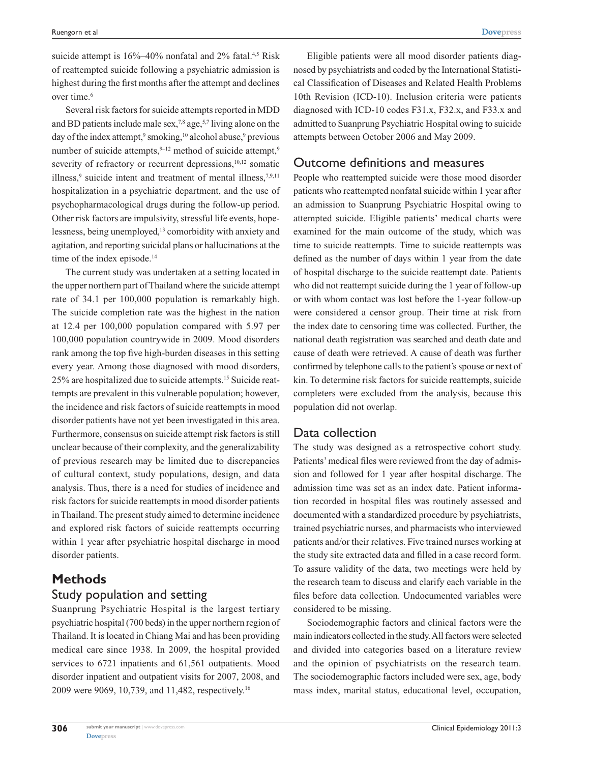suicide attempt is 16%–40% nonfatal and 2% fatal.[4,5] Risk of reattempted suicide following a psychiatric admission is highest during the first months after the attempt and declines over time.[6]

Several risk factors for suicide attempts reported in MDD and BD patients include male sex,[7,8] age,[5,7] living alone on the day of the index attempt,[9] smoking,[10] alcohol abuse,[9] previous number of suicide attempts,[9–12] method of suicide attempt,[9] severity of refractory or recurrent depressions,[10,12] somatic illness,[9] suicide intent and treatment of mental illness,[7,9,11] hospitalization in a psychiatric department, and the use of psychopharmacological drugs during the follow-up period. Other risk factors are impulsivity, stressful life events, hopelessness, being unemployed,[13] comorbidity with anxiety and agitation, and reporting suicidal plans or hallucinations at the time of the index episode.[14]

The current study was undertaken at a setting located in the upper northern part of Thailand where the suicide attempt rate of 34.1 per 100,000 population is remarkably high. The suicide completion rate was the highest in the nation at 12.4 per 100,000 population compared with 5.97 per 100,000 population countrywide in 2009. Mood disorders rank among the top five high-burden diseases in this setting every year. Among those diagnosed with mood disorders, 25% are hospitalized due to suicide attempts.[15] Suicide reattempts are prevalent in this vulnerable population; however, the incidence and risk factors of suicide reattempts in mood disorder patients have not yet been investigated in this area. Furthermore, consensus on suicide attempt risk factors is still unclear because of their complexity, and the generalizability of previous research may be limited due to discrepancies of cultural context, study populations, design, and data analysis. Thus, there is a need for studies of incidence and risk factors for suicide reattempts in mood disorder patients in Thailand. The present study aimed to determine incidence and explored risk factors of suicide reattempts occurring within 1 year after psychiatric hospital discharge in mood disorder patients.

# Methods

## Study population and setting

Suanprung Psychiatric Hospital is the largest tertiary psychiatric hospital (700 beds) in the upper northern region of Thailand. It is located in Chiang Mai and has been providing medical care since 1938. In 2009, the hospital provided services to 6721 inpatients and 61,561 outpatients. Mood disorder inpatient and outpatient visits for 2007, 2008, and 2009 were 9069, 10,739, and 11,482, respectively.[16]

Eligible patients were all mood disorder patients diagnosed by psychiatrists and coded by the International Statistical Classification of Diseases and Related Health Problems 10th Revision (ICD-10). Inclusion criteria were patients diagnosed with ICD-10 codes F31.x, F32.x, and F33.x and admitted to Suanprung Psychiatric Hospital owing to suicide attempts between October 2006 and May 2009.

## Outcome definitions and measures

People who reattempted suicide were those mood disorder patients who reattempted nonfatal suicide within 1 year after an admission to Suanprung Psychiatric Hospital owing to attempted suicide. Eligible patients' medical charts were examined for the main outcome of the study, which was time to suicide reattempts. Time to suicide reattempts was defined as the number of days within 1 year from the date of hospital discharge to the suicide reattempt date. Patients who did not reattempt suicide during the 1 year of follow-up or with whom contact was lost before the 1-year follow-up were considered a censor group. Their time at risk from the index date to censoring time was collected. Further, the national death registration was searched and death date and cause of death were retrieved. A cause of death was further confirmed by telephone calls to the patient's spouse or next of kin. To determine risk factors for suicide reattempts, suicide completers were excluded from the analysis, because this population did not overlap.

## Data collection

The study was designed as a retrospective cohort study. Patients' medical files were reviewed from the day of admission and followed for 1 year after hospital discharge. The admission time was set as an index date. Patient information recorded in hospital files was routinely assessed and documented with a standardized procedure by psychiatrists, trained psychiatric nurses, and pharmacists who interviewed patients and/or their relatives. Five trained nurses working at the study site extracted data and filled in a case record form. To assure validity of the data, two meetings were held by the research team to discuss and clarify each variable in the files before data collection. Undocumented variables were considered to be missing.

Sociodemographic factors and clinical factors were the main indicators collected in the study. All factors were selected and divided into categories based on a literature review and the opinion of psychiatrists on the research team. The sociodemographic factors included were sex, age, body mass index, marital status, educational level, occupation,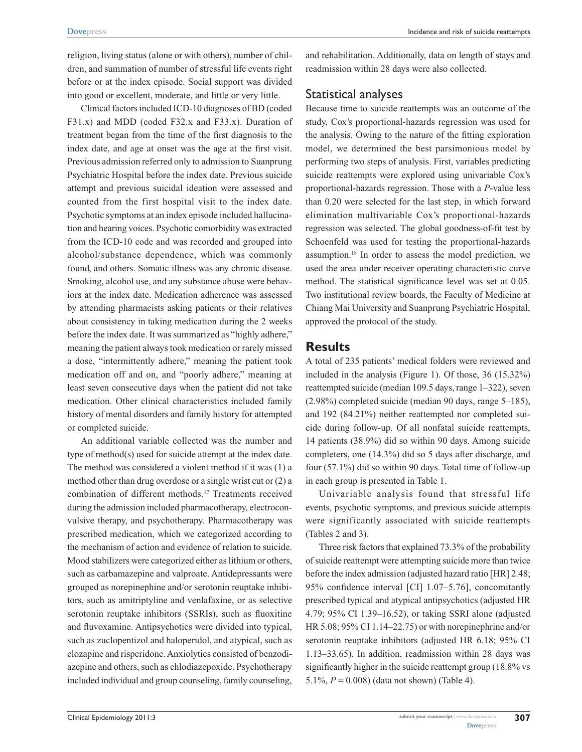religion, living status (alone or with others), number of children, and summation of number of stressful life events right before or at the index episode. Social support was divided into good or excellent, moderate, and little or very little.

Clinical factors included ICD-10 diagnoses of BD (coded F31.x) and MDD (coded F32.x and F33.x). Duration of treatment began from the time of the first diagnosis to the index date, and age at onset was the age at the first visit. Previous admission referred only to admission to Suanprung Psychiatric Hospital before the index date. Previous suicide attempt and previous suicidal ideation were assessed and counted from the first hospital visit to the index date. Psychotic symptoms at an index episode included hallucination and hearing voices. Psychotic comorbidity was extracted from the ICD-10 code and was recorded and grouped into alcohol/substance dependence, which was commonly found, and others. Somatic illness was any chronic disease. Smoking, alcohol use, and any substance abuse were behaviors at the index date. Medication adherence was assessed by attending pharmacists asking patients or their relatives about consistency in taking medication during the 2 weeks before the index date. It was summarized as "highly adhere," meaning the patient always took medication or rarely missed a dose, "intermittently adhere," meaning the patient took medication off and on, and "poorly adhere," meaning at least seven consecutive days when the patient did not take medication. Other clinical characteristics included family history of mental disorders and family history for attempted or completed suicide.

An additional variable collected was the number and type of method(s) used for suicide attempt at the index date. The method was considered a violent method if it was (1) a method other than drug overdose or a single wrist cut or (2) a combination of different methods.[17] Treatments received during the admission included pharmacotherapy, electroconvulsive therapy, and psychotherapy. Pharmacotherapy was prescribed medication, which we categorized according to the mechanism of action and evidence of relation to suicide. Mood stabilizers were categorized either as lithium or others, such as carbamazepine and valproate. Antidepressants were grouped as norepinephrine and/or serotonin reuptake inhibitors, such as amitriptyline and venlafaxine, or as selective serotonin reuptake inhibitors (SSRIs), such as fluoxitine and fluvoxamine. Antipsychotics were divided into typical, such as zuclopentizol and haloperidol, and atypical, such as clozapine and risperidone. Anxiolytics consisted of benzodiazepine and others, such as chlodiazepoxide. Psychotherapy included individual and group counseling, family counseling, and rehabilitation. Additionally, data on length of stays and readmission within 28 days were also collected.

## Statistical analyses

Because time to suicide reattempts was an outcome of the study, Cox's proportional-hazards regression was used for the analysis. Owing to the nature of the fitting exploration model, we determined the best parsimonious model by performing two steps of analysis. First, variables predicting suicide reattempts were explored using univariable Cox's proportional-hazards regression. Those with a *P*-value less than 0.20 were selected for the last step, in which forward elimination multivariable Cox's proportional-hazards regression was selected. The global goodness-of-fit test by Schoenfeld was used for testing the proportional-hazards assumption.[18] In order to assess the model prediction, we used the area under receiver operating characteristic curve method. The statistical significance level was set at 0.05. Two institutional review boards, the Faculty of Medicine at Chiang Mai University and Suanprung Psychiatric Hospital, approved the protocol of the study.

# Results

A total of 235 patients' medical folders were reviewed and included in the analysis (Figure 1). Of those, 36 (15.32%) reattempted suicide (median 109.5 days, range 1–322), seven (2.98%) completed suicide (median 90 days, range 5–185), and 192 (84.21%) neither reattempted nor completed suicide during follow-up. Of all nonfatal suicide reattempts, 14 patients (38.9%) did so within 90 days. Among suicide completers, one (14.3%) did so 5 days after discharge, and four (57.1%) did so within 90 days. Total time of follow-up in each group is presented in Table 1.

Univariable analysis found that stressful life events, psychotic symptoms, and previous suicide attempts were significantly associated with suicide reattempts (Tables 2 and 3).

Three risk factors that explained 73.3% of the probability of suicide reattempt were attempting suicide more than twice before the index admission (adjusted hazard ratio [HR] 2.48; 95% confidence interval [CI] 1.07–5.76], concomitantly prescribed typical and atypical antipsychotics (adjusted HR 4.79; 95% CI 1.39–16.52), or taking SSRI alone (adjusted HR 5.08; 95% CI 1.14–22.75) or with norepinephrine and/or serotonin reuptake inhibitors (adjusted HR 6.18; 95% CI 1.13–33.65). In addition, readmission within 28 days was significantly higher in the suicide reattempt group (18.8% vs 5.1%, $P = 0.008$) (data not shown) (Table 4).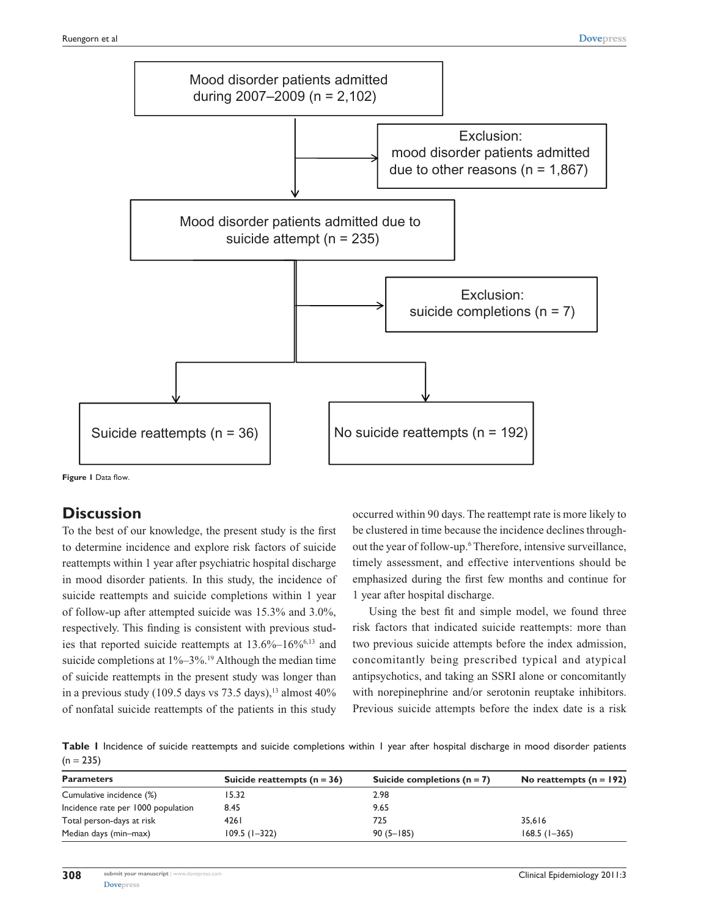Mood disorder patients admitted during 2007–2009 (n = 2,102)

Exclusion: mood disorder patients admitted due to other reasons (n = 1,867)

Mood disorder patients admitted due to suicide attempt (n = 235)

Exclusion: suicide completions (n = 7)

Suicide reattempts (n = 36)

No suicide reattempts (n = 192)

**Figure 1** Data flow.

## Discussion

To the best of our knowledge, the present study is the first to determine incidence and explore risk factors of suicide reattempts within 1 year after psychiatric hospital discharge in mood disorder patients. In this study, the incidence of suicide reattempts and suicide completions within 1 year of follow-up after attempted suicide was 15.3% and 3.0%, respectively. This finding is consistent with previous studies that reported suicide reattempts at 13.6%–16%[6,13] and suicide completions at 1%–3%.[19] Although the median time of suicide reattempts in the present study was longer than in a previous study (109.5 days vs 73.5 days),[13] almost 40% of nonfatal suicide reattempts of the patients in this study occurred within 90 days. The reattempt rate is more likely to be clustered in time because the incidence declines throughout the year of follow-up.[6] Therefore, intensive surveillance, timely assessment, and effective interventions should be emphasized during the first few months and continue for 1 year after hospital discharge.

Using the best fit and simple model, we found three risk factors that indicated suicide reattempts: more than two previous suicide attempts before the index admission, concomitantly being prescribed typical and atypical antipsychotics, and taking an SSRI alone or concomitantly with norepinephrine and/or serotonin reuptake inhibitors. Previous suicide attempts before the index date is a risk

**Table 1** Incidence of suicide reattempts and suicide completions within 1 year after hospital discharge in mood disorder patients (n = 235)

| Parameters | Suicide reattempts (n = 36) | Suicide completions (n = 7) | No reattempts (n = 192) |
|---|---|---|---|
| Cumulative incidence (%) | 15.32 | 2.98 | |
| Incidence rate per 1000 population | 8.45 | 9.65 | |
| Total person-days at risk | 4261 | 725 | 35,616 |
| Median days (min–max) | 109.5 (1–322) | 90 (5–185) | 168.5 (1–365) |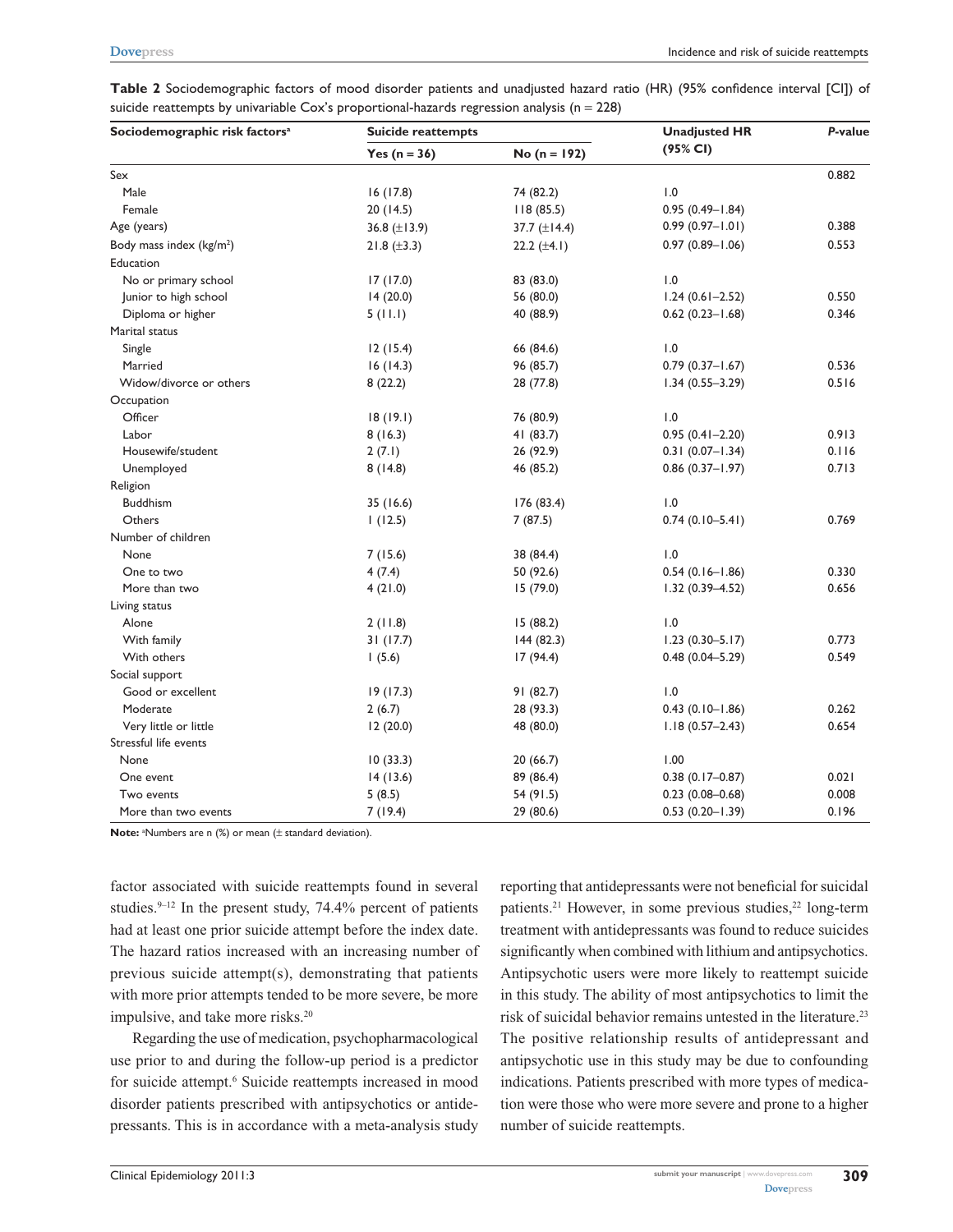**Table 2** Sociodemographic factors of mood disorder patients and unadjusted hazard ratio (HR) (95% confidence interval [CI]) of suicide reattempts by univariable Cox's proportional-hazards regression analysis (n = 228)

| Sociodemographic risk factors[a] | Suicide reattempts | | Unadjusted HR (95% CI) | *P*-value |
|---|---|---|---|---|
| | Yes (n = 36) | No (n = 192) | | |
| Sex | | | | 0.882 |
| Male | 16 (17.8) | 74 (82.2) | 1.0 | |
| Female | 20 (14.5) | 118 (85.5) | 0.95 (0.49–1.84) | |
| Age (years) | 36.8 (±13.9) | 37.7 (±14.4) | 0.99 (0.97–1.01) | 0.388 |
| Body mass index (kg/m$^2$) | 21.8 (±3.3) | 22.2 (±4.1) | 0.97 (0.89–1.06) | 0.553 |
| Education | | | | |
| No or primary school | 17 (17.0) | 83 (83.0) | 1.0 | |
| Junior to high school | 14 (20.0) | 56 (80.0) | 1.24 (0.61–2.52) | 0.550 |
| Diploma or higher | 5 (11.1) | 40 (88.9) | 0.62 (0.23–1.68) | 0.346 |
| Marital status | | | | |
| Single | 12 (15.4) | 66 (84.6) | 1.0 | |
| Married | 16 (14.3) | 96 (85.7) | 0.79 (0.37–1.67) | 0.536 |
| Widow/divorce or others | 8 (22.2) | 28 (77.8) | 1.34 (0.55–3.29) | 0.516 |
| Occupation | | | | |
| Officer | 18 (19.1) | 76 (80.9) | 1.0 | |
| Labor | 8 (16.3) | 41 (83.7) | 0.95 (0.41–2.20) | 0.913 |
| Housewife/student | 2 (7.1) | 26 (92.9) | 0.31 (0.07–1.34) | 0.116 |
| Unemployed | 8 (14.8) | 46 (85.2) | 0.86 (0.37–1.97) | 0.713 |
| Religion | | | | |
| Buddhism | 35 (16.6) | 176 (83.4) | 1.0 | |
| Others | 1 (12.5) | 7 (87.5) | 0.74 (0.10–5.41) | 0.769 |
| Number of children | | | | |
| None | 7 (15.6) | 38 (84.4) | 1.0 | |
| One to two | 4 (7.4) | 50 (92.6) | 0.54 (0.16–1.86) | 0.330 |
| More than two | 4 (21.0) | 15 (79.0) | 1.32 (0.39–4.52) | 0.656 |
| Living status | | | | |
| Alone | 2 (11.8) | 15 (88.2) | 1.0 | |
| With family | 31 (17.7) | 144 (82.3) | 1.23 (0.30–5.17) | 0.773 |
| With others | 1 (5.6) | 17 (94.4) | 0.48 (0.04–5.29) | 0.549 |
| Social support | | | | |
| Good or excellent | 19 (17.3) | 91 (82.7) | 1.0 | |
| Moderate | 2 (6.7) | 28 (93.3) | 0.43 (0.10–1.86) | 0.262 |
| Very little or little | 12 (20.0) | 48 (80.0) | 1.18 (0.57–2.43) | 0.654 |
| Stressful life events | | | | |
| None | 10 (33.3) | 20 (66.7) | 1.00 | |
| One event | 14 (13.6) | 89 (86.4) | 0.38 (0.17–0.87) | 0.021 |
| Two events | 5 (8.5) | 54 (91.5) | 0.23 (0.08–0.68) | 0.008 |
| More than two events | 7 (19.4) | 29 (80.6) | 0.53 (0.20–1.39) | 0.196 |

**Note:** [a]Numbers are n (%) or mean (± standard deviation).

factor associated with suicide reattempts found in several studies.[9–12] In the present study, 74.4% percent of patients had at least one prior suicide attempt before the index date. The hazard ratios increased with an increasing number of previous suicide attempt(s), demonstrating that patients with more prior attempts tended to be more severe, be more impulsive, and take more risks.[20]

Regarding the use of medication, psychopharmacological use prior to and during the follow-up period is a predictor for suicide attempt.[6] Suicide reattempts increased in mood disorder patients prescribed with antipsychotics or antidepressants. This is in accordance with a meta-analysis study reporting that antidepressants were not beneficial for suicidal patients.[21] However, in some previous studies,[22] long-term treatment with antidepressants was found to reduce suicides significantly when combined with lithium and antipsychotics. Antipsychotic users were more likely to reattempt suicide in this study. The ability of most antipsychotics to limit the risk of suicidal behavior remains untested in the literature.[23] The positive relationship results of antidepressant and antipsychotic use in this study may be due to confounding indications. Patients prescribed with more types of medication were those who were more severe and prone to a higher number of suicide reattempts.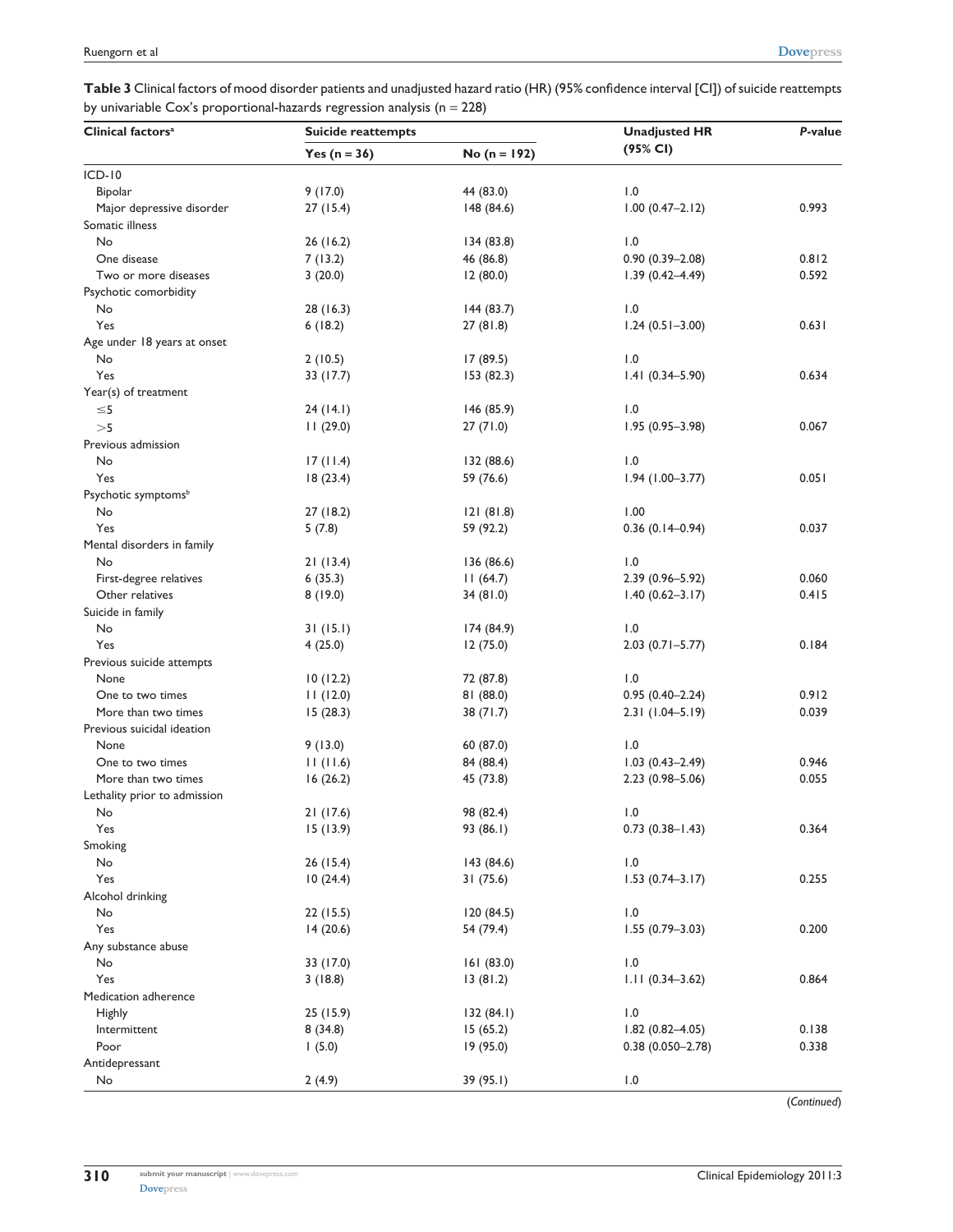**Table 3** Clinical factors of mood disorder patients and unadjusted hazard ratio (HR) (95% confidence interval [CI]) of suicide reattempts by univariable Cox's proportional-hazards regression analysis (n = 228)

| Clinical factors[a] | Suicide reattempts | | Unadjusted HR (95% CI) | *P*-value |
|---|---|---|---|---|
| | Yes (n = 36) | No (n = 192) | | |
| ICD-10 | | | | |
| Bipolar | 9 (17.0) | 44 (83.0) | 1.0 | |
| Major depressive disorder | 27 (15.4) | 148 (84.6) | 1.00 (0.47–2.12) | 0.993 |
| Somatic illness | | | | |
| No | 26 (16.2) | 134 (83.8) | 1.0 | |
| One disease | 7 (13.2) | 46 (86.8) | 0.90 (0.39–2.08) | 0.812 |
| Two or more diseases | 3 (20.0) | 12 (80.0) | 1.39 (0.42–4.49) | 0.592 |
| Psychotic comorbidity | | | | |
| No | 28 (16.3) | 144 (83.7) | 1.0 | |
| Yes | 6 (18.2) | 27 (81.8) | 1.24 (0.51–3.00) | 0.631 |
| Age under 18 years at onset | | | | |
| No | 2 (10.5) | 17 (89.5) | 1.0 | |
| Yes | 33 (17.7) | 153 (82.3) | 1.41 (0.34–5.90) | 0.634 |
| Year(s) of treatment | | | | |
| ≤5 | 24 (14.1) | 146 (85.9) | 1.0 | |
| >5 | 11 (29.0) | 27 (71.0) | 1.95 (0.95–3.98) | 0.067 |
| Previous admission | | | | |
| No | 17 (11.4) | 132 (88.6) | 1.0 | |
| Yes | 18 (23.4) | 59 (76.6) | 1.94 (1.00–3.77) | 0.051 |
| Psychotic symptoms[b] | | | | |
| No | 27 (18.2) | 121 (81.8) | 1.00 | |
| Yes | 5 (7.8) | 59 (92.2) | 0.36 (0.14–0.94) | 0.037 |
| Mental disorders in family | | | | |
| No | 21 (13.4) | 136 (86.6) | 1.0 | |
| First-degree relatives | 6 (35.3) | 11 (64.7) | 2.39 (0.96–5.92) | 0.060 |
| Other relatives | 8 (19.0) | 34 (81.0) | 1.40 (0.62–3.17) | 0.415 |
| Suicide in family | | | | |
| No | 31 (15.1) | 174 (84.9) | 1.0 | |
| Yes | 4 (25.0) | 12 (75.0) | 2.03 (0.71–5.77) | 0.184 |
| Previous suicide attempts | | | | |
| None | 10 (12.2) | 72 (87.8) | 1.0 | |
| One to two times | 11 (12.0) | 81 (88.0) | 0.95 (0.40–2.24) | 0.912 |
| More than two times | 15 (28.3) | 38 (71.7) | 2.31 (1.04–5.19) | 0.039 |
| Previous suicidal ideation | | | | |
| None | 9 (13.0) | 60 (87.0) | 1.0 | |
| One to two times | 11 (11.6) | 84 (88.4) | 1.03 (0.43–2.49) | 0.946 |
| More than two times | 16 (26.2) | 45 (73.8) | 2.23 (0.98–5.06) | 0.055 |
| Lethality prior to admission | | | | |
| No | 21 (17.6) | 98 (82.4) | 1.0 | |
| Yes | 15 (13.9) | 93 (86.1) | 0.73 (0.38–1.43) | 0.364 |
| Smoking | | | | |
| No | 26 (15.4) | 143 (84.6) | 1.0 | |
| Yes | 10 (24.4) | 31 (75.6) | 1.53 (0.74–3.17) | 0.255 |
| Alcohol drinking | | | | |
| No | 22 (15.5) | 120 (84.5) | 1.0 | |
| Yes | 14 (20.6) | 54 (79.4) | 1.55 (0.79–3.03) | 0.200 |
| Any substance abuse | | | | |
| No | 33 (17.0) | 161 (83.0) | 1.0 | |
| Yes | 3 (18.8) | 13 (81.2) | 1.11 (0.34–3.62) | 0.864 |
| Medication adherence | | | | |
| Highly | 25 (15.9) | 132 (84.1) | 1.0 | |
| Intermittent | 8 (34.8) | 15 (65.2) | 1.82 (0.82–4.05) | 0.138 |
| Poor | 1 (5.0) | 19 (95.0) | 0.38 (0.050–2.78) | 0.338 |
| Antidepressant | | | | |
| No | 2 (4.9) | 39 (95.1) | 1.0 | |

(*Continued*)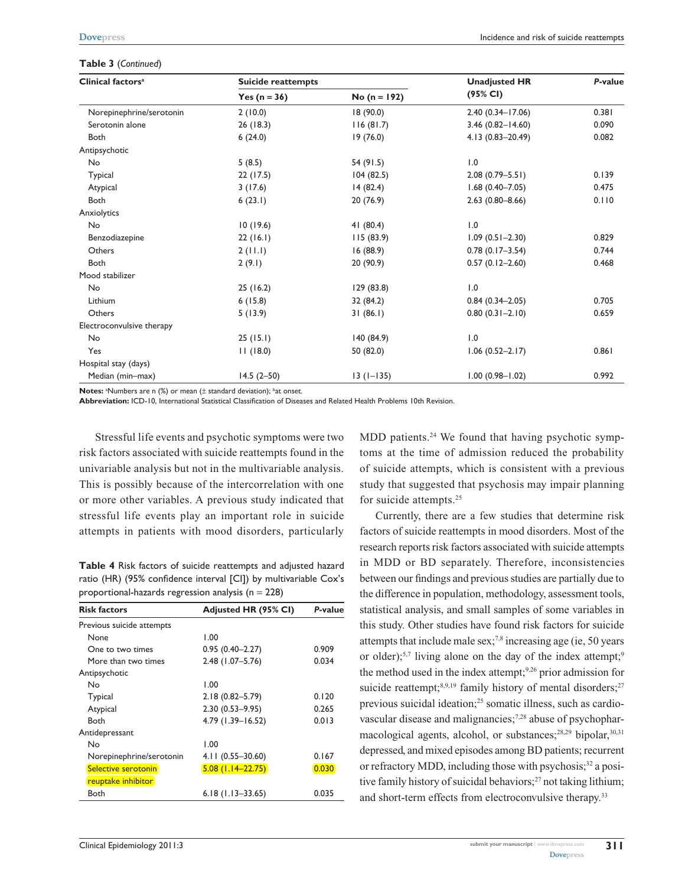**Table 3** (*Continued*)

| Clinical factors[a] | Suicide reattempts | | Unadjusted HR (95% CI) | *P*-value |
|---|---|---|---|---|
| | Yes (n = 36) | No (n = 192) | | |
| Norepinephrine/serotonin | 2 (10.0) | 18 (90.0) | 2.40 (0.34–17.06) | 0.381 |
| Serotonin alone | 26 (18.3) | 116 (81.7) | 3.46 (0.82–14.60) | 0.090 |
| Both | 6 (24.0) | 19 (76.0) | 4.13 (0.83–20.49) | 0.082 |
| Antipsychotic | | | | |
| No | 5 (8.5) | 54 (91.5) | 1.0 | |
| Typical | 22 (17.5) | 104 (82.5) | 2.08 (0.79–5.51) | 0.139 |
| Atypical | 3 (17.6) | 14 (82.4) | 1.68 (0.40–7.05) | 0.475 |
| Both | 6 (23.1) | 20 (76.9) | 2.63 (0.80–8.66) | 0.110 |
| Anxiolytics | | | | |
| No | 10 (19.6) | 41 (80.4) | 1.0 | |
| Benzodiazepine | 22 (16.1) | 115 (83.9) | 1.09 (0.51–2.30) | 0.829 |
| Others | 2 (11.1) | 16 (88.9) | 0.78 (0.17–3.54) | 0.744 |
| Both | 2 (9.1) | 20 (90.9) | 0.57 (0.12–2.60) | 0.468 |
| Mood stabilizer | | | | |
| No | 25 (16.2) | 129 (83.8) | 1.0 | |
| Lithium | 6 (15.8) | 32 (84.2) | 0.84 (0.34–2.05) | 0.705 |
| Others | 5 (13.9) | 31 (86.1) | 0.80 (0.31–2.10) | 0.659 |
| Electroconvulsive therapy | | | | |
| No | 25 (15.1) | 140 (84.9) | 1.0 | |
| Yes | 11 (18.0) | 50 (82.0) | 1.06 (0.52–2.17) | 0.861 |
| Hospital stay (days) | | | | |
| Median (min–max) | 14.5 (2–50) | 13 (1–135) | 1.00 (0.98–1.02) | 0.992 |

**Notes:** [a]Numbers are n (%) or mean (± standard deviation); [b]at onset.
**Abbreviation:** ICD-10, International Statistical Classification of Diseases and Related Health Problems 10th Revision.

Stressful life events and psychotic symptoms were two risk factors associated with suicide reattempts found in the univariable analysis but not in the multivariable analysis. This is possibly because of the intercorrelation with one or more other variables. A previous study indicated that stressful life events play an important role in suicide attempts in patients with mood disorders, particularly MDD patients.[24] We found that having psychotic symptoms at the time of admission reduced the probability of suicide attempts, which is consistent with a previous study that suggested that psychosis may impair planning for suicide attempts.[25]

**Table 4** Risk factors of suicide reattempts and adjusted hazard ratio (HR) (95% confidence interval [CI]) by multivariable Cox's proportional-hazards regression analysis (n = 228)

| Risk factors | Adjusted HR (95% CI) | *P*-value |
|---|---|---|
| Previous suicide attempts | | |
| None | 1.00 | |
| One to two times | 0.95 (0.40–2.27) | 0.909 |
| More than two times | 2.48 (1.07–5.76) | 0.034 |
| Antipsychotic | | |
| No | 1.00 | |
| Typical | 2.18 (0.82–5.79) | 0.120 |
| Atypical | 2.30 (0.53–9.95) | 0.265 |
| Both | 4.79 (1.39–16.52) | 0.013 |
| Antidepressant | | |
| No | 1.00 | |
| Norepinephrine/serotonin | 4.11 (0.55–30.60) | 0.167 |
| Selective serotonin reuptake inhibitor | 5.08 (1.14–22.75) | 0.030 |
| Both | 6.18 (1.13–33.65) | 0.035 |

Currently, there are a few studies that determine risk factors of suicide reattempts in mood disorders. Most of the research reports risk factors associated with suicide attempts in MDD or BD separately. Therefore, inconsistencies between our findings and previous studies are partially due to the difference in population, methodology, assessment tools, statistical analysis, and small samples of some variables in this study. Other studies have found risk factors for suicide attempts that include male sex;[7,8] increasing age (ie, 50 years or older);[5,7] living alone on the day of the index attempt;[9] the method used in the index attempt;[9,26] prior admission for suicide reattempt;[8,9,19] family history of mental disorders;[27] previous suicidal ideation;[25] somatic illness, such as cardiovascular disease and malignancies;[7,28] abuse of psychopharmacological agents, alcohol, or substances;[28,29] bipolar,[30,31] depressed, and mixed episodes among BD patients; recurrent or refractory MDD, including those with psychosis;[32] a positive family history of suicidal behaviors;[27] not taking lithium; and short-term effects from electroconvulsive therapy.[33]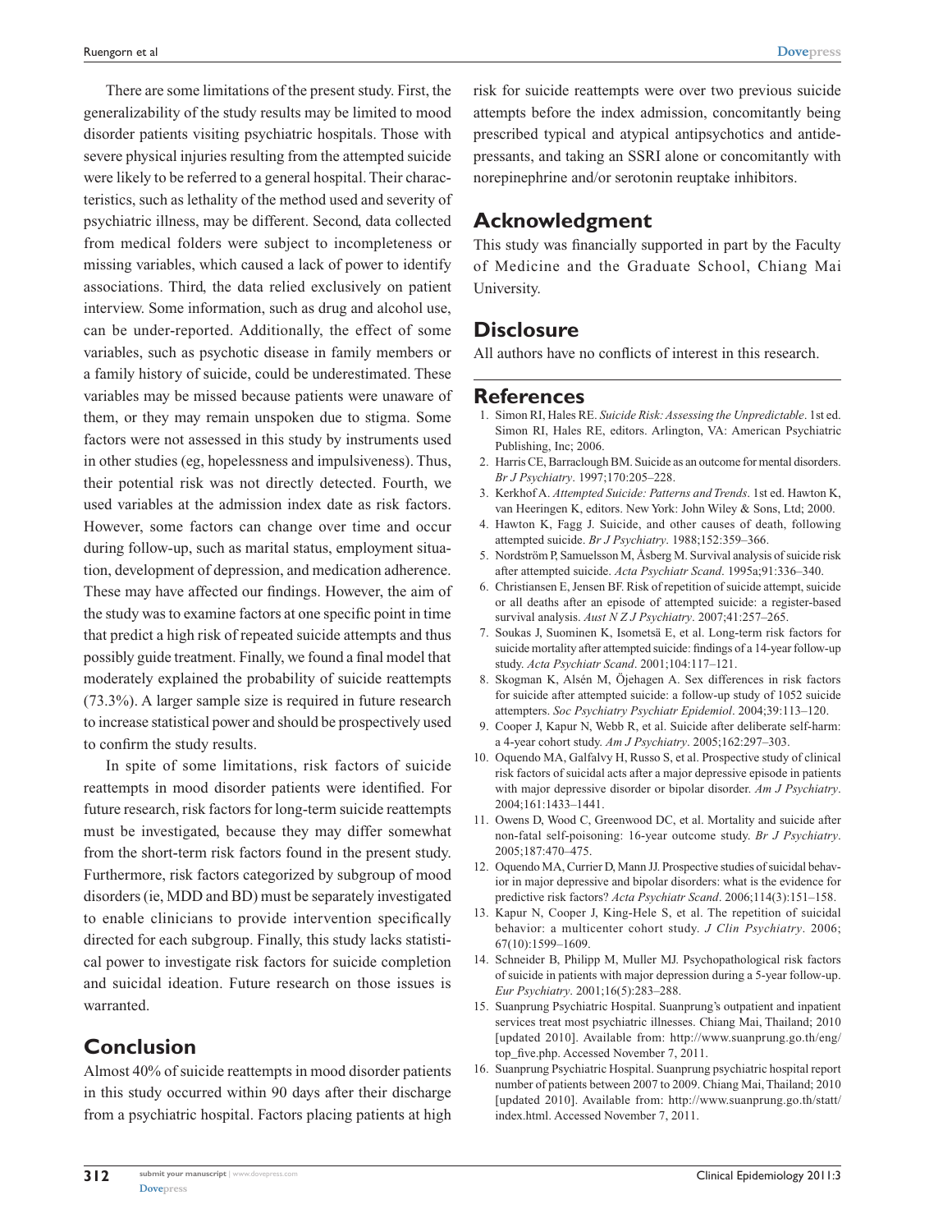There are some limitations of the present study. First, the generalizability of the study results may be limited to mood disorder patients visiting psychiatric hospitals. Those with severe physical injuries resulting from the attempted suicide were likely to be referred to a general hospital. Their characteristics, such as lethality of the method used and severity of psychiatric illness, may be different. Second, data collected from medical folders were subject to incompleteness or missing variables, which caused a lack of power to identify associations. Third, the data relied exclusively on patient interview. Some information, such as drug and alcohol use, can be under-reported. Additionally, the effect of some variables, such as psychotic disease in family members or a family history of suicide, could be underestimated. These variables may be missed because patients were unaware of them, or they may remain unspoken due to stigma. Some factors were not assessed in this study by instruments used in other studies (eg, hopelessness and impulsiveness). Thus, their potential risk was not directly detected. Fourth, we used variables at the admission index date as risk factors. However, some factors can change over time and occur during follow-up, such as marital status, employment situation, development of depression, and medication adherence. These may have affected our findings. However, the aim of the study was to examine factors at one specific point in time that predict a high risk of repeated suicide attempts and thus possibly guide treatment. Finally, we found a final model that moderately explained the probability of suicide reattempts (73.3%). A larger sample size is required in future research to increase statistical power and should be prospectively used to confirm the study results.

In spite of some limitations, risk factors of suicide reattempts in mood disorder patients were identified. For future research, risk factors for long-term suicide reattempts must be investigated, because they may differ somewhat from the short-term risk factors found in the present study. Furthermore, risk factors categorized by subgroup of mood disorders (ie, MDD and BD) must be separately investigated to enable clinicians to provide intervention specifically directed for each subgroup. Finally, this study lacks statistical power to investigate risk factors for suicide completion and suicidal ideation. Future research on those issues is warranted.

## Conclusion

Almost 40% of suicide reattempts in mood disorder patients in this study occurred within 90 days after their discharge from a psychiatric hospital. Factors placing patients at high risk for suicide reattempts were over two previous suicide attempts before the index admission, concomitantly being prescribed typical and atypical antipsychotics and antidepressants, and taking an SSRI alone or concomitantly with norepinephrine and/or serotonin reuptake inhibitors.

## Acknowledgment

This study was financially supported in part by the Faculty of Medicine and the Graduate School, Chiang Mai University.

## Disclosure

All authors have no conflicts of interest in this research.

## References

1. Simon RI, Hales RE. *Suicide Risk: Assessing the Unpredictable*. 1st ed. Simon RI, Hales RE, editors. Arlington, VA: American Psychiatric Publishing, Inc; 2006.
2. Harris CE, Barraclough BM. Suicide as an outcome for mental disorders. *Br J Psychiatry*. 1997;170:205–228.
3. Kerkhof A. *Attempted Suicide: Patterns and Trends*. 1st ed. Hawton K, van Heeringen K, editors. New York: John Wiley & Sons, Ltd; 2000.
4. Hawton K, Fagg J. Suicide, and other causes of death, following attempted suicide. *Br J Psychiatry*. 1988;152:359–366.
5. Nordström P, Samuelsson M, Åsberg M. Survival analysis of suicide risk after attempted suicide. *Acta Psychiatr Scand*. 1995a;91:336–340.
6. Christiansen E, Jensen BF. Risk of repetition of suicide attempt, suicide or all deaths after an episode of attempted suicide: a register-based survival analysis. *Aust N Z J Psychiatry*. 2007;41:257–265.
7. Soukas J, Suominen K, Isometsä E, et al. Long-term risk factors for suicide mortality after attempted suicide: findings of a 14-year follow-up study. *Acta Psychiatr Scand*. 2001;104:117–121.
8. Skogman K, Alsén M, Öjehagen A. Sex differences in risk factors for suicide after attempted suicide: a follow-up study of 1052 suicide attempters. *Soc Psychiatry Psychiatr Epidemiol*. 2004;39:113–120.
9. Cooper J, Kapur N, Webb R, et al. Suicide after deliberate self-harm: a 4-year cohort study. *Am J Psychiatry*. 2005;162:297–303.
10. Oquendo MA, Galfalvy H, Russo S, et al. Prospective study of clinical risk factors of suicidal acts after a major depressive episode in patients with major depressive disorder or bipolar disorder. *Am J Psychiatry*. 2004;161:1433–1441.
11. Owens D, Wood C, Greenwood DC, et al. Mortality and suicide after non-fatal self-poisoning: 16-year outcome study. *Br J Psychiatry*. 2005;187:470–475.
12. Oquendo MA, Currier D, Mann JJ. Prospective studies of suicidal behavior in major depressive and bipolar disorders: what is the evidence for predictive risk factors? *Acta Psychiatr Scand*. 2006;114(3):151–158.
13. Kapur N, Cooper J, King-Hele S, et al. The repetition of suicidal behavior: a multicenter cohort study. *J Clin Psychiatry*. 2006;67(10):1599–1609.
14. Schneider B, Philipp M, Muller MJ. Psychopathological risk factors of suicide in patients with major depression during a 5-year follow-up. *Eur Psychiatry*. 2001;16(5):283–288.
15. Suanprung Psychiatric Hospital. Suanprung's outpatient and inpatient services treat most psychiatric illnesses. Chiang Mai, Thailand; 2010 [updated 2010]. Available from: http://www.suanprung.go.th/eng/top_five.php. Accessed November 7, 2011.
16. Suanprung Psychiatric Hospital. Suanprung psychiatric hospital report number of patients between 2007 to 2009. Chiang Mai, Thailand; 2010 [updated 2010]. Available from: http://www.suanprung.go.th/statt/index.html. Accessed November 7, 2011.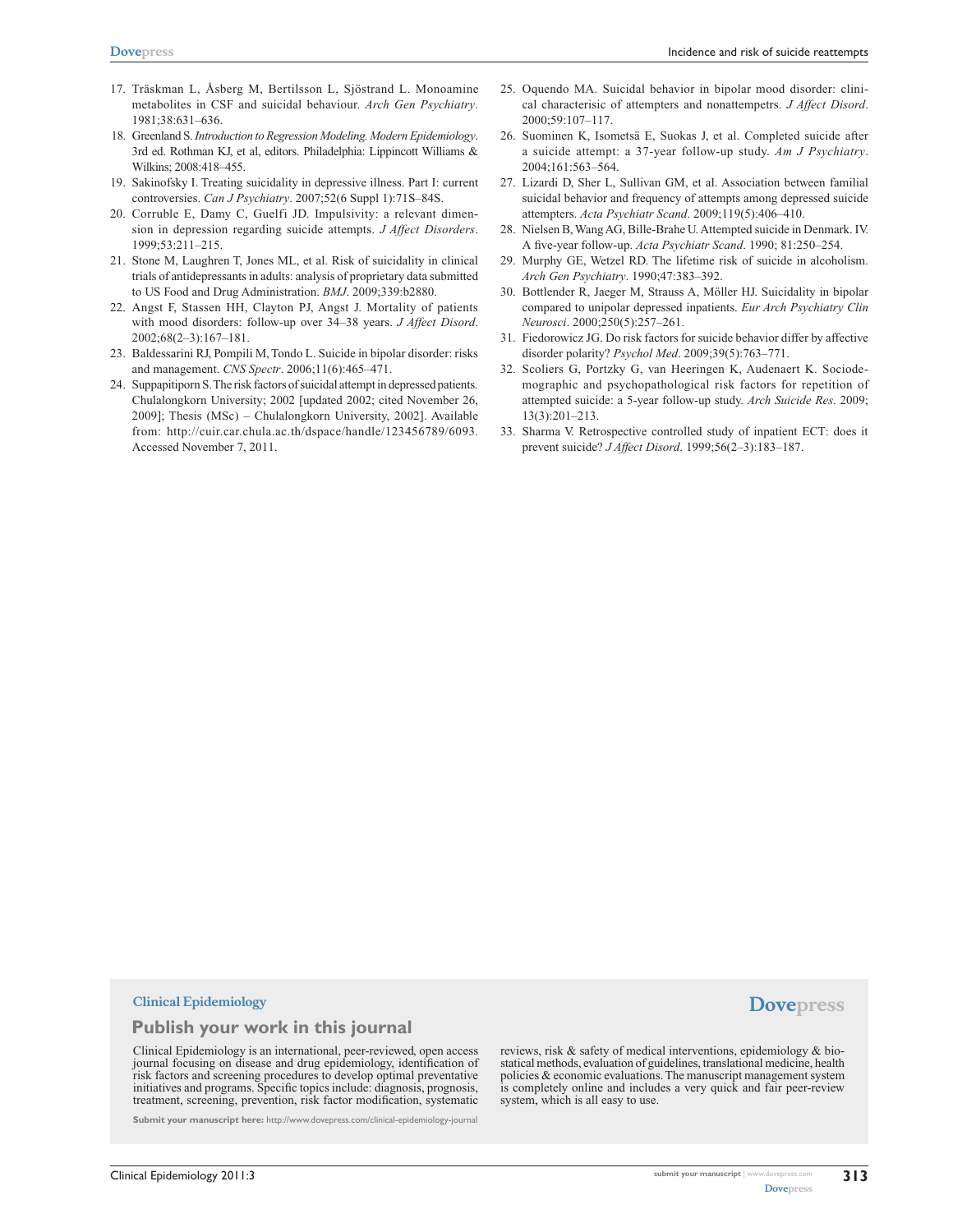17. Träskman L, Åsberg M, Bertilsson L, Sjöstrand L. Monoamine metabolites in CSF and suicidal behaviour. *Arch Gen Psychiatry*. 1981;38:631–636.
18. Greenland S. *Introduction to Regression Modeling. Modern Epidemiology*. 3rd ed. Rothman KJ, et al, editors. Philadelphia: Lippincott Williams & Wilkins; 2008:418–455.
19. Sakinofsky I. Treating suicidality in depressive illness. Part I: current controversies. *Can J Psychiatry*. 2007;52(6 Suppl 1):71S–84S.
20. Corruble E, Damy C, Guelfi JD. Impulsivity: a relevant dimension in depression regarding suicide attempts. *J Affect Disorders*. 1999;53:211–215.
21. Stone M, Laughren T, Jones ML, et al. Risk of suicidality in clinical trials of antidepressants in adults: analysis of proprietary data submitted to US Food and Drug Administration. *BMJ*. 2009;339:b2880.
22. Angst F, Stassen HH, Clayton PJ, Angst J. Mortality of patients with mood disorders: follow-up over 34–38 years. *J Affect Disord*. 2002;68(2–3):167–181.
23. Baldessarini RJ, Pompili M, Tondo L. Suicide in bipolar disorder: risks and management. *CNS Spectr*. 2006;11(6):465–471.
24. Suppapitiporn S. The risk factors of suicidal attempt in depressed patients. Chulalongkorn University; 2002 [updated 2002; cited November 26, 2009]; Thesis (MSc) – Chulalongkorn University, 2002]. Available from: http://cuir.car.chula.ac.th/dspace/handle/123456789/6093. Accessed November 7, 2011.
25. Oquendo MA. Suicidal behavior in bipolar mood disorder: clinical characterisic of attempters and nonattempetrs. *J Affect Disord*. 2000;59:107–117.
26. Suominen K, Isometsä E, Suokas J, et al. Completed suicide after a suicide attempt: a 37-year follow-up study. *Am J Psychiatry*. 2004;161:563–564.
27. Lizardi D, Sher L, Sullivan GM, et al. Association between familial suicidal behavior and frequency of attempts among depressed suicide attempters. *Acta Psychiatr Scand*. 2009;119(5):406–410.
28. Nielsen B, Wang AG, Bille-Brahe U. Attempted suicide in Denmark. IV. A five-year follow-up. *Acta Psychiatr Scand*. 1990; 81:250–254.
29. Murphy GE, Wetzel RD. The lifetime risk of suicide in alcoholism. *Arch Gen Psychiatry*. 1990;47:383–392.
30. Bottlender R, Jaeger M, Strauss A, Möller HJ. Suicidality in bipolar compared to unipolar depressed inpatients. *Eur Arch Psychiatry Clin Neurosci*. 2000;250(5):257–261.
31. Fiedorowicz JG. Do risk factors for suicide behavior differ by affective disorder polarity? *Psychol Med*. 2009;39(5):763–771.
32. Scoliers G, Portzky G, van Heeringen K, Audenaert K. Sociodemographic and psychopathological risk factors for repetition of attempted suicide: a 5-year follow-up study. *Arch Suicide Res*. 2009; 13(3):201–213.
33. Sharma V. Retrospective controlled study of inpatient ECT: does it prevent suicide? *J Affect Disord*. 1999;56(2–3):183–187.

**Clinical Epidemiology**

## Publish your work in this journal

Clinical Epidemiology is an international, peer-reviewed, open access journal focusing on disease and drug epidemiology, identification of risk factors and screening procedures to develop optimal preventative initiatives and programs. Specific topics include: diagnosis, prognosis, treatment, screening, prevention, risk factor modification, systematic reviews, risk & safety of medical interventions, epidemiology & biostatical methods, evaluation of guidelines, translational medicine, health policies & economic evaluations. The manuscript management system is completely online and includes a very quick and fair peer-review system, which is all easy to use.

**Submit your manuscript here:** http://www.dovepress.com/clinical-epidemiology-journal